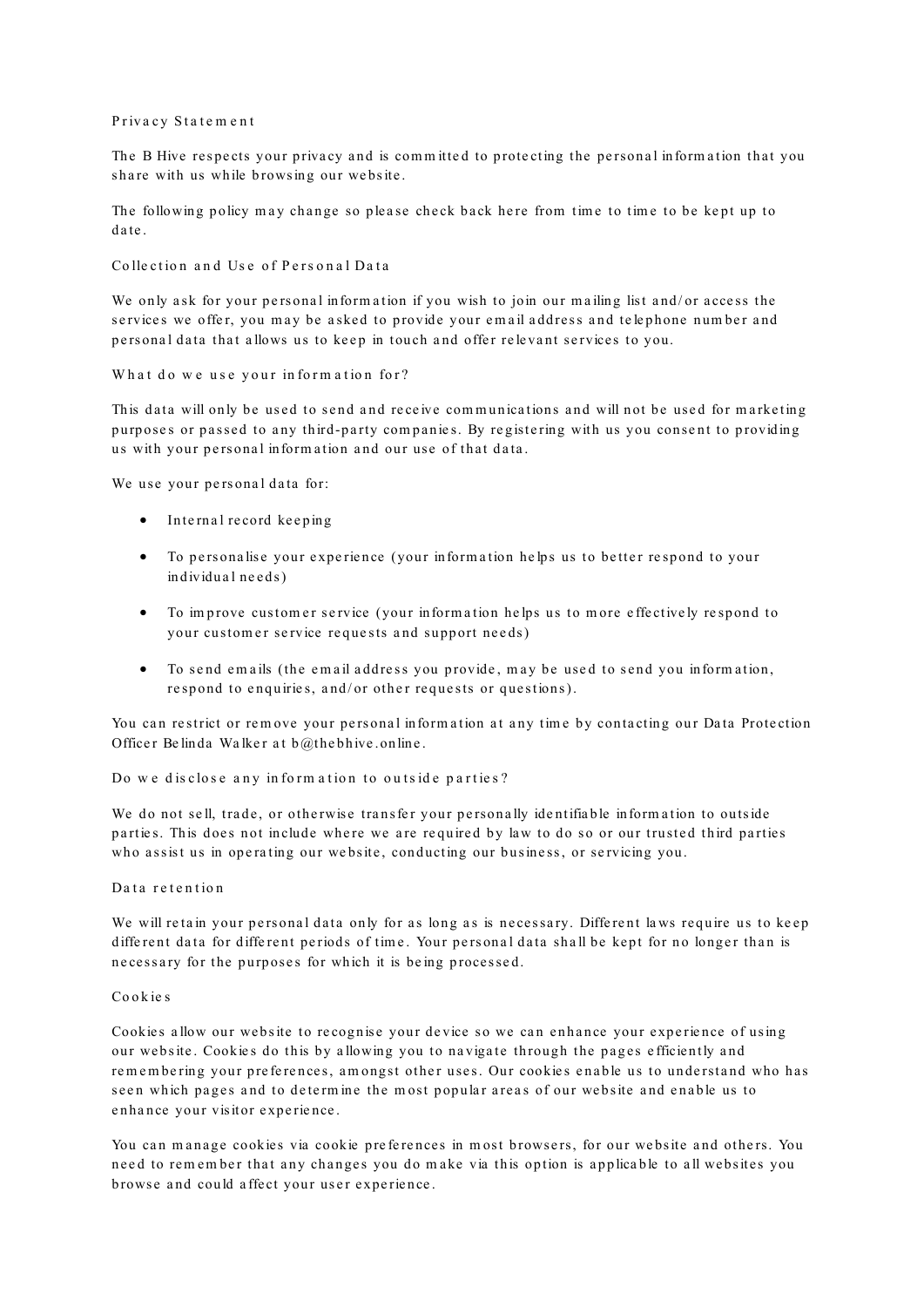# Privacy Statement

The B Hive respects your privacy and is committed to protecting the personal information that you share with us while browsing our website.

The following policy may change so please check back here from time to time to be kept up to date.

## Collection and Use of Personal Data

We only ask for your personal information if you wish to join our mailing list and/or access the services we offer, you may be asked to provide your email address and telephone number and personal data that allows us to keep in touch and offer relevant services to you.

## What do we use your information for?

This data will only be used to send and receive communications and will not be used for marketing purposes or passed to any third-party companies. By registering with us you consent to providing us with your personal information and our use of that data.

We use your personal data for:

- Internal record keeping
- To personalise your experience (your information helps us to better respond to your individual needs)
- To improve customer service (your information helps us to more effectively respond to your customer service requests and support needs)
- To send emails (the email address you provide, may be used to send you information, respond to enquiries, and/or other requests or questions).

You can restrict or remove your personal information at any time by contacting our Data Protection Officer Belinda Walker at b@thebhive.online.

## Do we disclose any information to outside parties?

We do not sell, trade, or otherwise transfer your personally identifiable information to outside parties. This does not include where we are required by law to do so or our trusted third parties who assist us in operating our website, conducting our business, or servicing you.

## Data retention

We will retain your personal data only for as long as is necessary. Different laws require us to keep different data for different periods of time. Your personal data shall be kept for no longer than is necessary for the purposes for which it is being processed.

## Cookies

Cookies allow our website to recognise your device so we can enhance your experience of using our website. Cookies do this by allowing you to navigate through the pages efficiently and remembering your preferences, amongst other uses. Our cookies enable us to understand who has seen which pages and to determine the most popular areas of our website and enable us to enhance your visitor experience.

You can manage cookies via cookie preferences in most browsers, for our website and others. You need to remember that any changes you do make via this option is applicable to all websites you browse and could affect your user experience.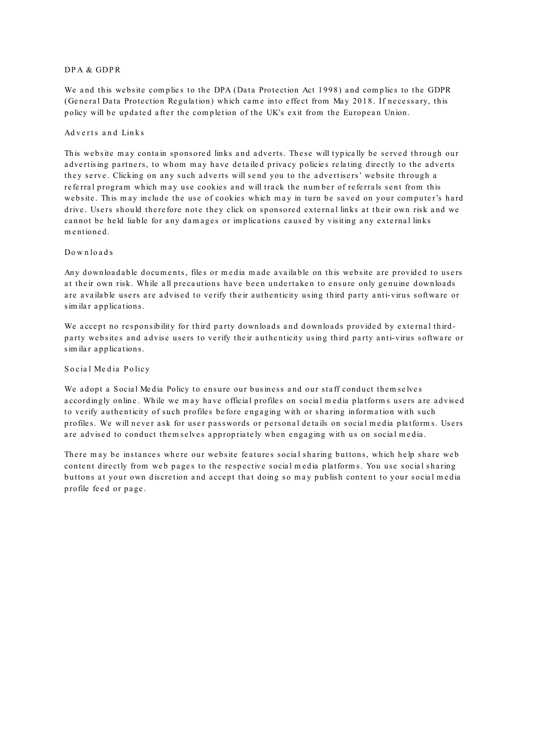## DPA & GDPR

We and this website complies to the DPA (Data Protection Act 1998) and complies to the GDPR (General Data Protection Regulation) which came into effect from May 2018. If necessary, this policy will be updated after the completion of the UK's exit from the European Union.

## Adverts and Links

This website may contain sponsored links and adverts. These will typically be served through our advertising partners, to whom may have detailed privacy policies relating directly to the adverts they serve. Clicking on any such adverts will send you to the advertisers' website through a referral program which may use cookies and will track the number of referrals sent from this website. This may include the use of cookies which may in turn be saved on your computer's hard drive. Users should therefore note they click on sponsored external links at their own risk and we cannot be held liable for any damages or implications caused by visiting any external links mentioned.

## Downloads

Any downloadable documents, files or media made available on this website are provided to users at their own risk. While all precautions have been undertaken to ensure only genuine downloads are available users are advised to verify their authenticity using third party anti-virus software or similar applications.

We accept no responsibility for third party downloads and downloads provided by external third-party websites and advise users to verify their authenticity using third party anti-virus software or similar applications.

## Social Media Policy

We adopt a Social Media Policy to ensure our business and our staff conduct themselves accordingly online. While we may have official profiles on social media platforms users are advised to verify authenticity of such profiles before engaging with or sharing information with such profiles. We will never ask for user passwords or personal details on social media platforms. Users are advised to conduct themselves appropriately when engaging with us on social media.

There may be instances where our website features social sharing buttons, which help share web content directly from web pages to the respective social media platforms. You use social sharing buttons at your own discretion and accept that doing so may publish content to your social media profile feed or page.